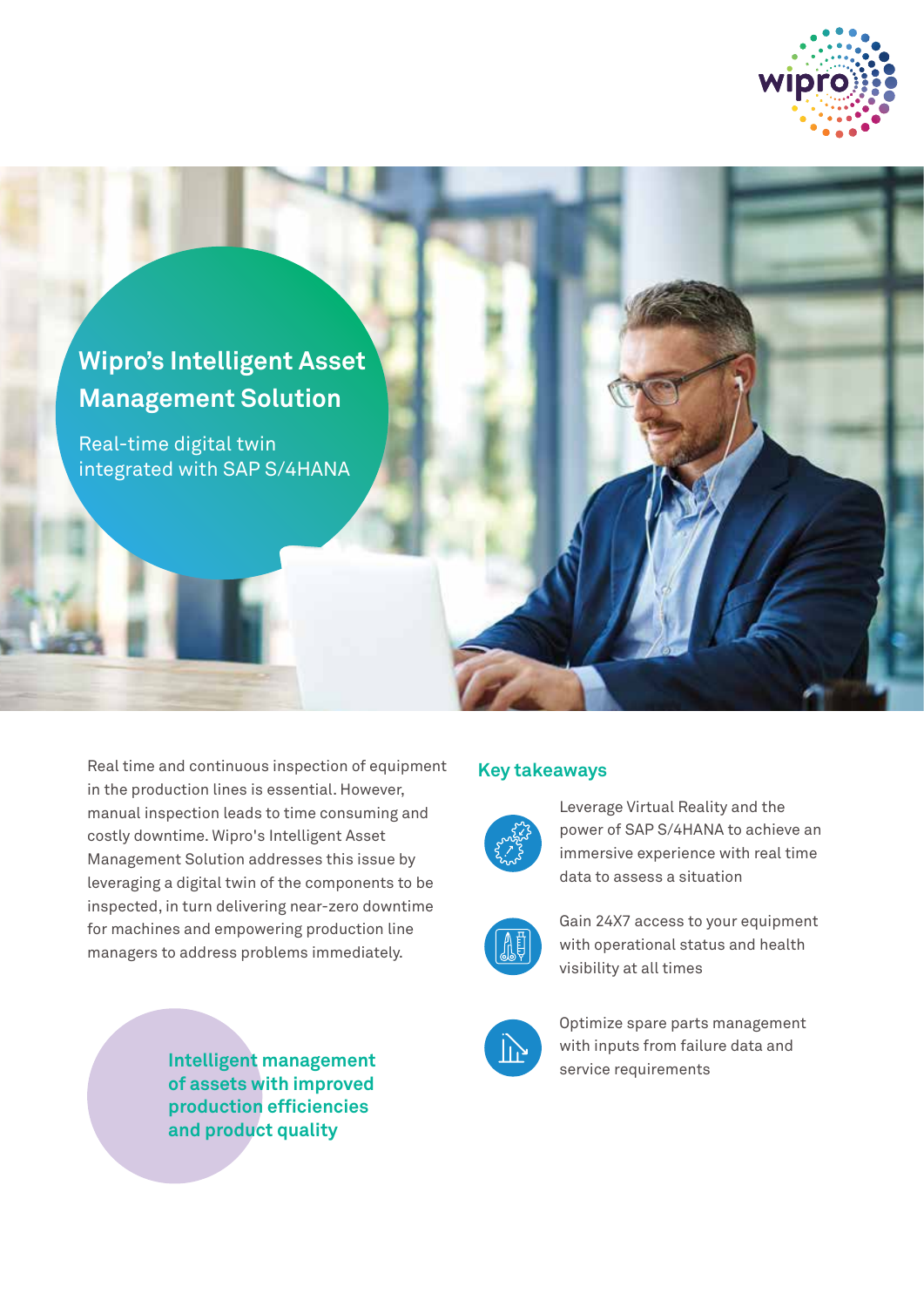# Wipro's Intelligent Asset Management Solution

Real-time digital twin integrated with SAP S/4HANA

Real time and continuous inspection of equipment in the production lines is essential. However, manual inspection leads to time consuming and costly downtime. Wipro's Intelligent Asset Management Solution addresses this issue by leveraging a digital twin of the components to be inspected, in turn delivering near-zero downtime for machines and empowering production line managers to address problems immediately.

**Intelligent management of assets with improved production efficiencies and product quality**

## Key takeaways

- Leverage Virtual Reality and the power of SAP S/4HANA to achieve an immersive experience with real time data to assess a situation
- Gain 24X7 access to your equipment with operational status and health visibility at all times
- Optimize spare parts management with inputs from failure data and service requirements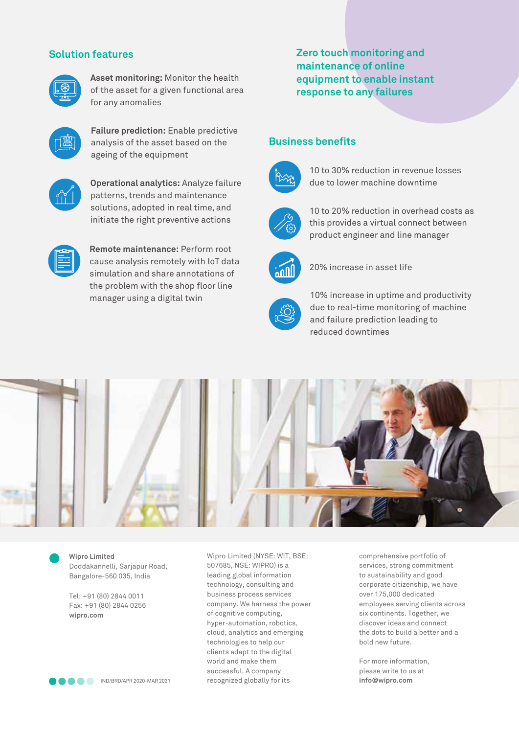## Solution features

**Asset monitoring:** Monitor the health of the asset for a given functional area for any anomalies

**Failure prediction:** Enable predictive analysis of the asset based on the ageing of the equipment

**Operational analytics:** Analyze failure patterns, trends and maintenance solutions, adopted in real time, and initiate the right preventive actions

**Remote maintenance:** Perform root cause analysis remotely with IoT data simulation and share annotations of the problem with the shop floor line manager using a digital twin

## Zero touch monitoring and maintenance of online equipment to enable instant response to any failures

## Business benefits

10 to 30% reduction in revenue losses due to lower machine downtime

10 to 20% reduction in overhead costs as this provides a virtual connect between product engineer and line manager

20% increase in asset life

10% increase in uptime and productivity due to real-time monitoring of machine and failure prediction leading to reduced downtimes

**Wipro Limited**
Doddakannelli, Sarjapur Road,
Bangalore-560 035, India

Tel: +91 (80) 2844 0011
Fax: +91 (80) 2844 0256
**wipro.com**

IND/BRD/APR 2020-MAR 2021

Wipro Limited (NYSE: WIT, BSE: 507685, NSE: WIPRO) is a leading global information technology, consulting and business process services company. We harness the power of cognitive computing, hyper-automation, robotics, cloud, analytics and emerging technologies to help our clients adapt to the digital world and make them successful. A company recognized globally for its comprehensive portfolio of services, strong commitment to sustainability and good corporate citizenship, we have over 175,000 dedicated employees serving clients across six continents. Together, we discover ideas and connect the dots to build a better and a bold new future.

For more information, please write to us at **info@wipro.com**